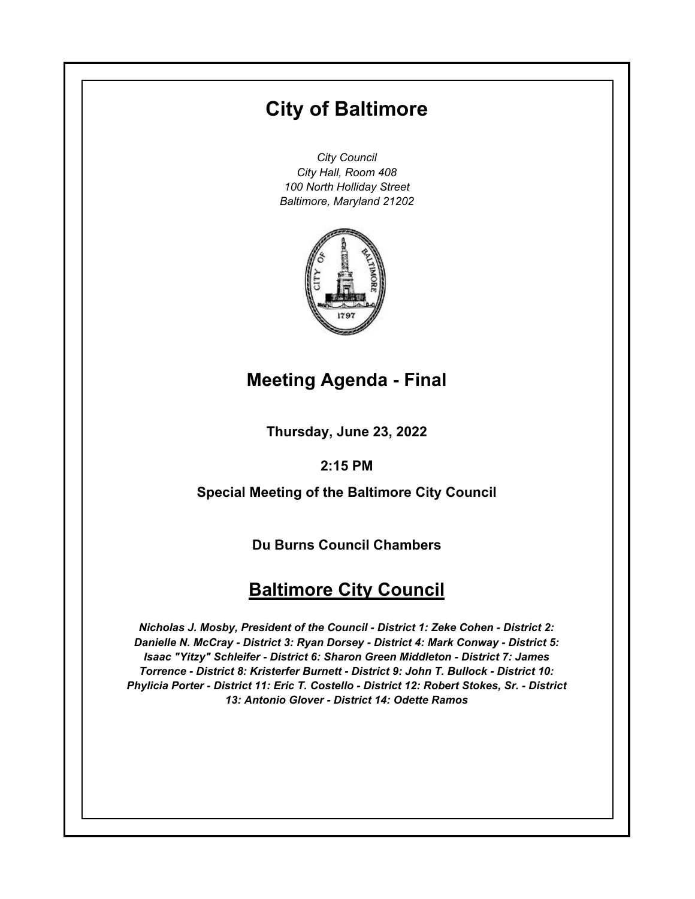# City of Baltimore

*City Council*
*City Hall, Room 408*
*100 North Holliday Street*
*Baltimore, Maryland 21202*

## Meeting Agenda - Final

**Thursday, June 23, 2022**

**2:15 PM**

**Special Meeting of the Baltimore City Council**

**Du Burns Council Chambers**

## Baltimore City Council

***Nicholas J. Mosby, President of the Council - District 1: Zeke Cohen - District 2: Danielle N. McCray - District 3: Ryan Dorsey - District 4: Mark Conway - District 5: Isaac "Yitzy" Schleifer - District 6: Sharon Green Middleton - District 7: James Torrence - District 8: Kristerfer Burnett - District 9: John T. Bullock - District 10: Phylicia Porter - District 11: Eric T. Costello - District 12: Robert Stokes, Sr. - District 13: Antonio Glover - District 14: Odette Ramos***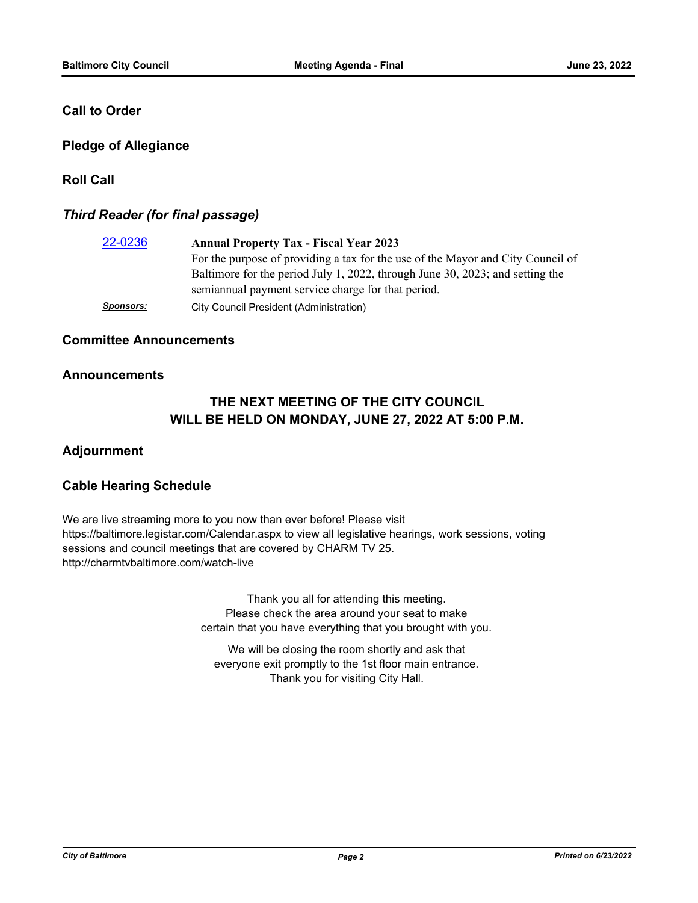## Call to Order

## Pledge of Allegiance

## Roll Call

### *Third Reader (for final passage)*

[22-0236](22-0236) **Annual Property Tax - Fiscal Year 2023**

For the purpose of providing a tax for the use of the Mayor and City Council of Baltimore for the period July 1, 2022, through June 30, 2023; and setting the semiannual payment service charge for that period.

***Sponsors:*** City Council President (Administration)

## Committee Announcements

## Announcements

**THE NEXT MEETING OF THE CITY COUNCIL WILL BE HELD ON MONDAY, JUNE 27, 2022 AT 5:00 P.M.**

## Adjournment

## Cable Hearing Schedule

We are live streaming more to you now than ever before! Please visit https://baltimore.legistar.com/Calendar.aspx to view all legislative hearings, work sessions, voting sessions and council meetings that are covered by CHARM TV 25.
http://charmtvbaltimore.com/watch-live

Thank you all for attending this meeting.
Please check the area around your seat to make certain that you have everything that you brought with you.

We will be closing the room shortly and ask that everyone exit promptly to the 1st floor main entrance.
Thank you for visiting City Hall.